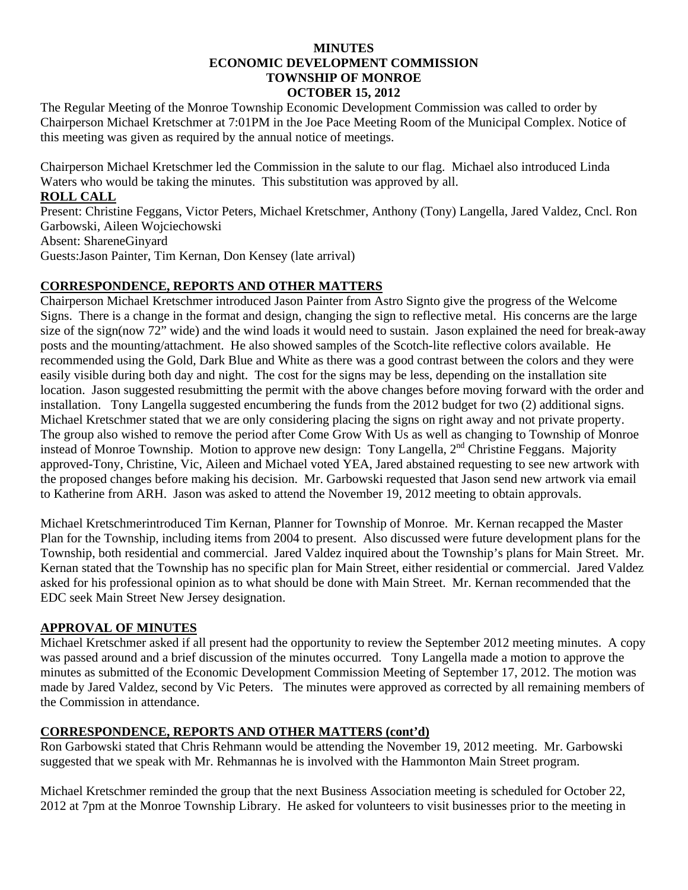# MINUTES
# ECONOMIC DEVELOPMENT COMMISSION
# TOWNSHIP OF MONROE
# OCTOBER 15, 2012

The Regular Meeting of the Monroe Township Economic Development Commission was called to order by Chairperson Michael Kretschmer at 7:01PM in the Joe Pace Meeting Room of the Municipal Complex. Notice of this meeting was given as required by the annual notice of meetings.

Chairperson Michael Kretschmer led the Commission in the salute to our flag. Michael also introduced Linda Waters who would be taking the minutes. This substitution was approved by all.

**ROLL CALL**

Present: Christine Feggans, Victor Peters, Michael Kretschmer, Anthony (Tony) Langella, Jared Valdez, Cncl. Ron Garbowski, Aileen Wojciechowski

Absent: ShareneGinyard

Guests:Jason Painter, Tim Kernan, Don Kensey (late arrival)

## CORRESPONDENCE, REPORTS AND OTHER MATTERS

Chairperson Michael Kretschmer introduced Jason Painter from Astro Signto give the progress of the Welcome Signs. There is a change in the format and design, changing the sign to reflective metal. His concerns are the large size of the sign(now 72" wide) and the wind loads it would need to sustain. Jason explained the need for break-away posts and the mounting/attachment. He also showed samples of the Scotch-lite reflective colors available. He recommended using the Gold, Dark Blue and White as there was a good contrast between the colors and they were easily visible during both day and night. The cost for the signs may be less, depending on the installation site location. Jason suggested resubmitting the permit with the above changes before moving forward with the order and installation. Tony Langella suggested encumbering the funds from the 2012 budget for two (2) additional signs. Michael Kretschmer stated that we are only considering placing the signs on right away and not private property. The group also wished to remove the period after Come Grow With Us as well as changing to Township of Monroe instead of Monroe Township. Motion to approve new design: Tony Langella, 2nd Christine Feggans. Majority approved-Tony, Christine, Vic, Aileen and Michael voted YEA, Jared abstained requesting to see new artwork with the proposed changes before making his decision. Mr. Garbowski requested that Jason send new artwork via email to Katherine from ARH. Jason was asked to attend the November 19, 2012 meeting to obtain approvals.

Michael Kretschmerintroduced Tim Kernan, Planner for Township of Monroe. Mr. Kernan recapped the Master Plan for the Township, including items from 2004 to present. Also discussed were future development plans for the Township, both residential and commercial. Jared Valdez inquired about the Township's plans for Main Street. Mr. Kernan stated that the Township has no specific plan for Main Street, either residential or commercial. Jared Valdez asked for his professional opinion as to what should be done with Main Street. Mr. Kernan recommended that the EDC seek Main Street New Jersey designation.

## APPROVAL OF MINUTES

Michael Kretschmer asked if all present had the opportunity to review the September 2012 meeting minutes. A copy was passed around and a brief discussion of the minutes occurred. Tony Langella made a motion to approve the minutes as submitted of the Economic Development Commission Meeting of September 17, 2012. The motion was made by Jared Valdez, second by Vic Peters. The minutes were approved as corrected by all remaining members of the Commission in attendance.

## CORRESPONDENCE, REPORTS AND OTHER MATTERS (cont'd)

Ron Garbowski stated that Chris Rehmann would be attending the November 19, 2012 meeting. Mr. Garbowski suggested that we speak with Mr. Rehmannas he is involved with the Hammonton Main Street program.

Michael Kretschmer reminded the group that the next Business Association meeting is scheduled for October 22, 2012 at 7pm at the Monroe Township Library. He asked for volunteers to visit businesses prior to the meeting in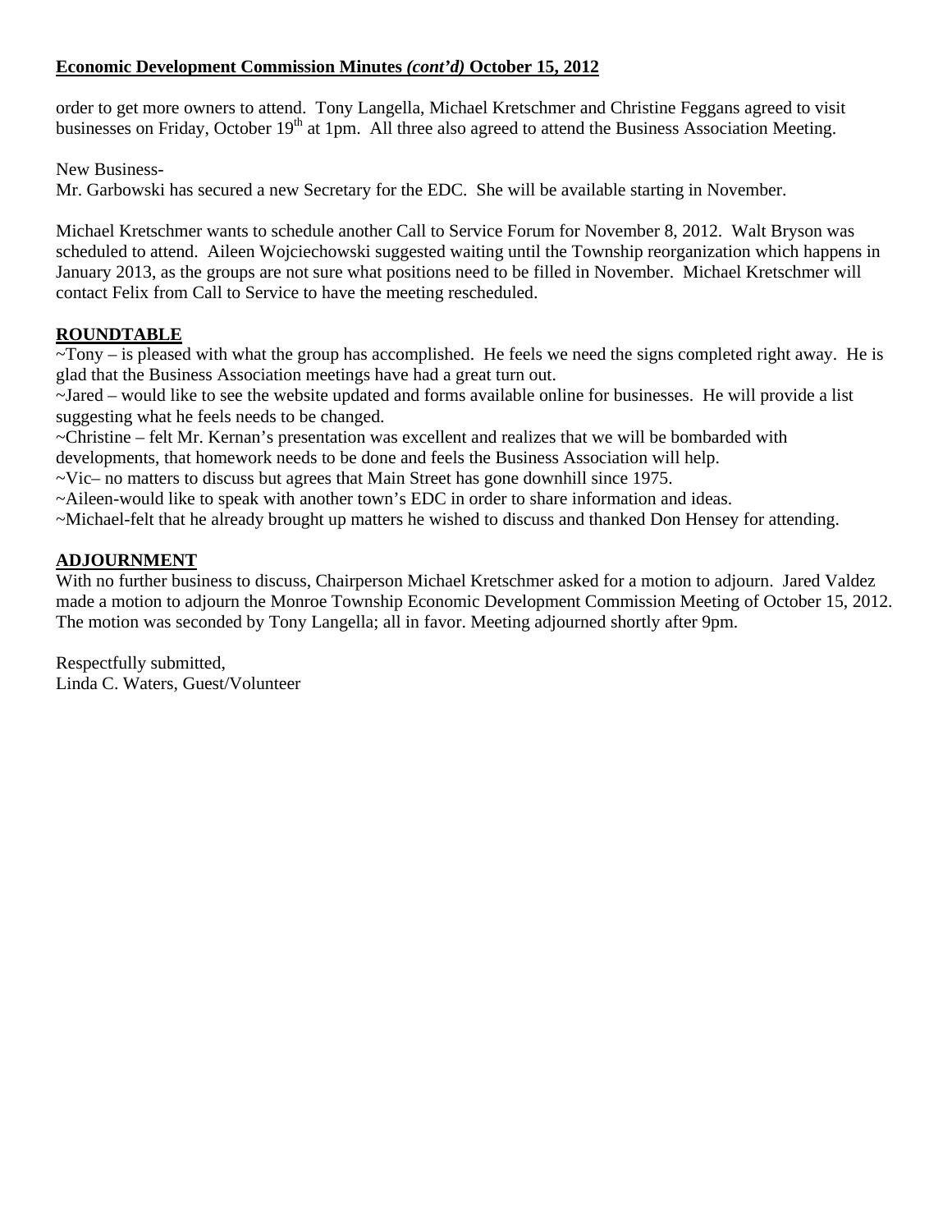**Economic Development Commission Minutes *(cont'd)* October 15, 2012**

order to get more owners to attend. Tony Langella, Michael Kretschmer and Christine Feggans agreed to visit businesses on Friday, October 19th at 1pm. All three also agreed to attend the Business Association Meeting.

New Business-
Mr. Garbowski has secured a new Secretary for the EDC. She will be available starting in November.

Michael Kretschmer wants to schedule another Call to Service Forum for November 8, 2012. Walt Bryson was scheduled to attend. Aileen Wojciechowski suggested waiting until the Township reorganization which happens in January 2013, as the groups are not sure what positions need to be filled in November. Michael Kretschmer will contact Felix from Call to Service to have the meeting rescheduled.

**ROUNDTABLE**

~Tony – is pleased with what the group has accomplished. He feels we need the signs completed right away. He is glad that the Business Association meetings have had a great turn out.
~Jared – would like to see the website updated and forms available online for businesses. He will provide a list suggesting what he feels needs to be changed.
~Christine – felt Mr. Kernan's presentation was excellent and realizes that we will be bombarded with developments, that homework needs to be done and feels the Business Association will help.
~Vic– no matters to discuss but agrees that Main Street has gone downhill since 1975.
~Aileen-would like to speak with another town's EDC in order to share information and ideas.
~Michael-felt that he already brought up matters he wished to discuss and thanked Don Hensey for attending.

**ADJOURNMENT**

With no further business to discuss, Chairperson Michael Kretschmer asked for a motion to adjourn. Jared Valdez made a motion to adjourn the Monroe Township Economic Development Commission Meeting of October 15, 2012. The motion was seconded by Tony Langella; all in favor. Meeting adjourned shortly after 9pm.

Respectfully submitted,
Linda C. Waters, Guest/Volunteer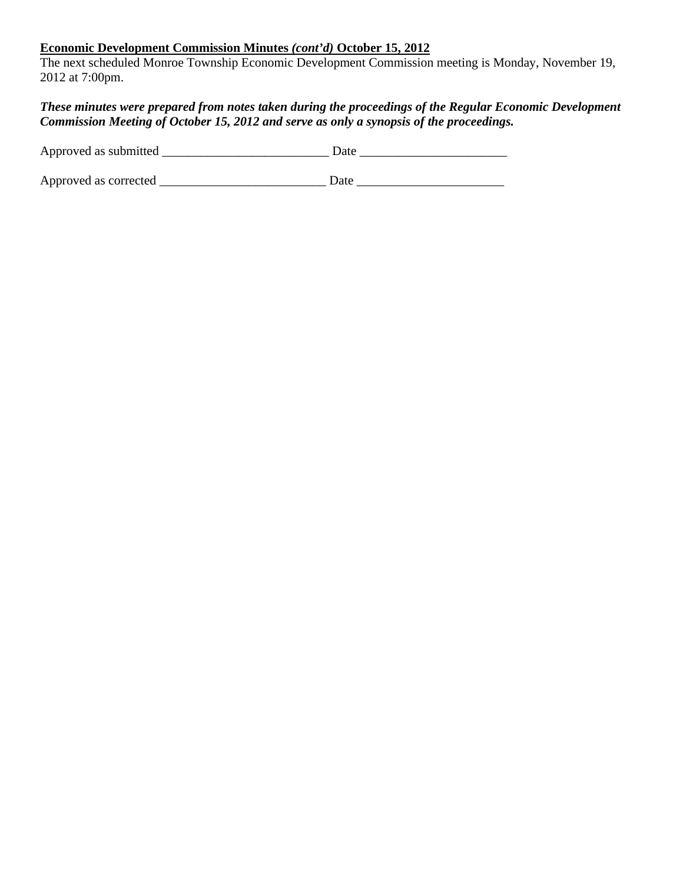**Economic Development Commission Minutes *(cont'd)* October 15, 2012**

The next scheduled Monroe Township Economic Development Commission meeting is Monday, November 19, 2012 at 7:00pm.

***These minutes were prepared from notes taken during the proceedings of the Regular Economic Development Commission Meeting of October 15, 2012 and serve as only a synopsis of the proceedings.***

Approved as submitted __________________________ Date ______________________

Approved as corrected __________________________ Date ______________________